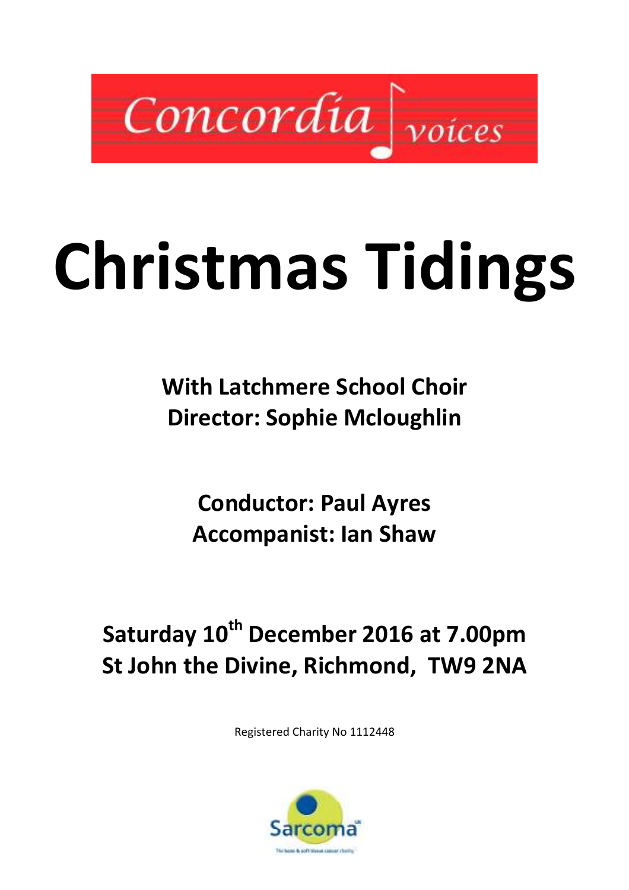Concordia voices

# Christmas Tidings

**With Latchmere School Choir**
**Director: Sophie Mcloughlin**

**Conductor: Paul Ayres**
**Accompanist: Ian Shaw**

**Saturday 10th December 2016 at 7.00pm**
**St John the Divine, Richmond, TW9 2NA**

Registered Charity No 1112448

Sarcoma UK
The bone & soft tissue cancer charity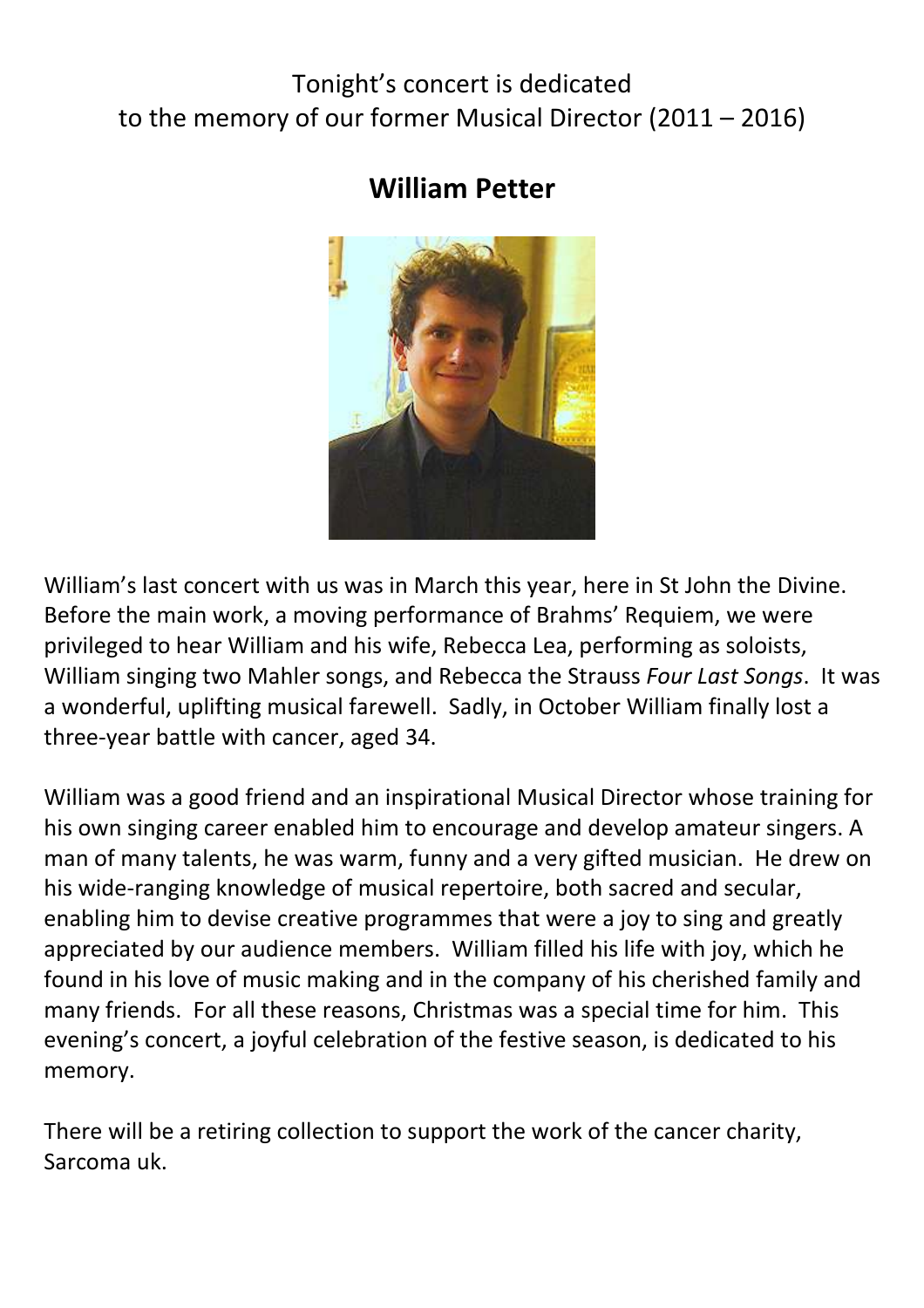Tonight's concert is dedicated
to the memory of our former Musical Director (2011 – 2016)

## William Petter

William's last concert with us was in March this year, here in St John the Divine. Before the main work, a moving performance of Brahms' Requiem, we were privileged to hear William and his wife, Rebecca Lea, performing as soloists, William singing two Mahler songs, and Rebecca the Strauss *Four Last Songs*. It was a wonderful, uplifting musical farewell. Sadly, in October William finally lost a three-year battle with cancer, aged 34.

William was a good friend and an inspirational Musical Director whose training for his own singing career enabled him to encourage and develop amateur singers. A man of many talents, he was warm, funny and a very gifted musician. He drew on his wide-ranging knowledge of musical repertoire, both sacred and secular, enabling him to devise creative programmes that were a joy to sing and greatly appreciated by our audience members. William filled his life with joy, which he found in his love of music making and in the company of his cherished family and many friends. For all these reasons, Christmas was a special time for him. This evening's concert, a joyful celebration of the festive season, is dedicated to his memory.

There will be a retiring collection to support the work of the cancer charity, Sarcoma uk.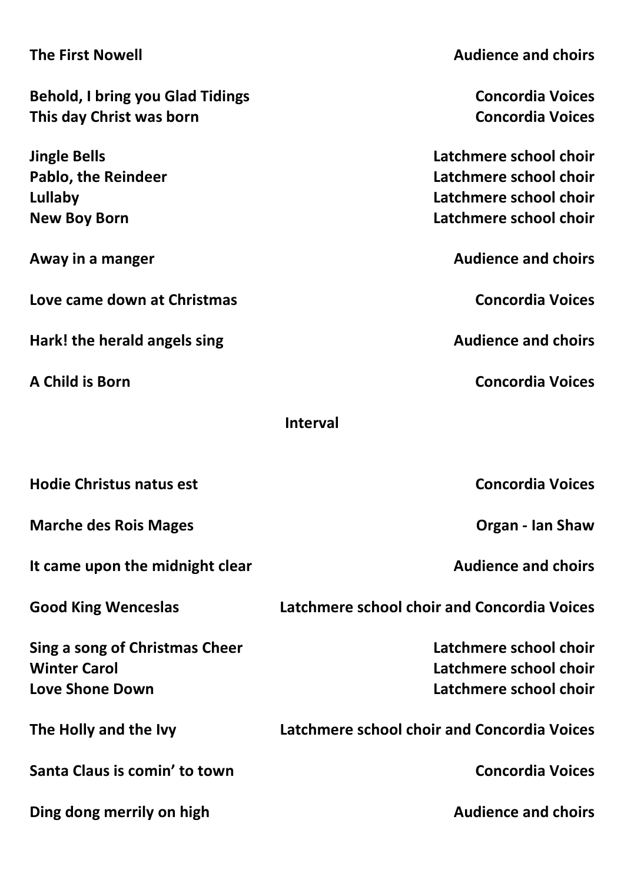| | |
|---|---|
| **The First Nowell** | **Audience and choirs** |
| **Behold, I bring you Glad Tidings** | **Concordia Voices** |
| **This day Christ was born** | **Concordia Voices** |
| **Jingle Bells** | **Latchmere school choir** |
| **Pablo, the Reindeer** | **Latchmere school choir** |
| **Lullaby** | **Latchmere school choir** |
| **New Boy Born** | **Latchmere school choir** |
| **Away in a manger** | **Audience and choirs** |
| **Love came down at Christmas** | **Concordia Voices** |
| **Hark! the herald angels sing** | **Audience and choirs** |
| **A Child is Born** | **Concordia Voices** |

**Interval**

| | |
|---|---|
| **Hodie Christus natus est** | **Concordia Voices** |
| **Marche des Rois Mages** | **Organ - Ian Shaw** |
| **It came upon the midnight clear** | **Audience and choirs** |
| **Good King Wenceslas** | **Latchmere school choir and Concordia Voices** |
| **Sing a song of Christmas Cheer** | **Latchmere school choir** |
| **Winter Carol** | **Latchmere school choir** |
| **Love Shone Down** | **Latchmere school choir** |
| **The Holly and the Ivy** | **Latchmere school choir and Concordia Voices** |
| **Santa Claus is comin' to town** | **Concordia Voices** |
| **Ding dong merrily on high** | **Audience and choirs** |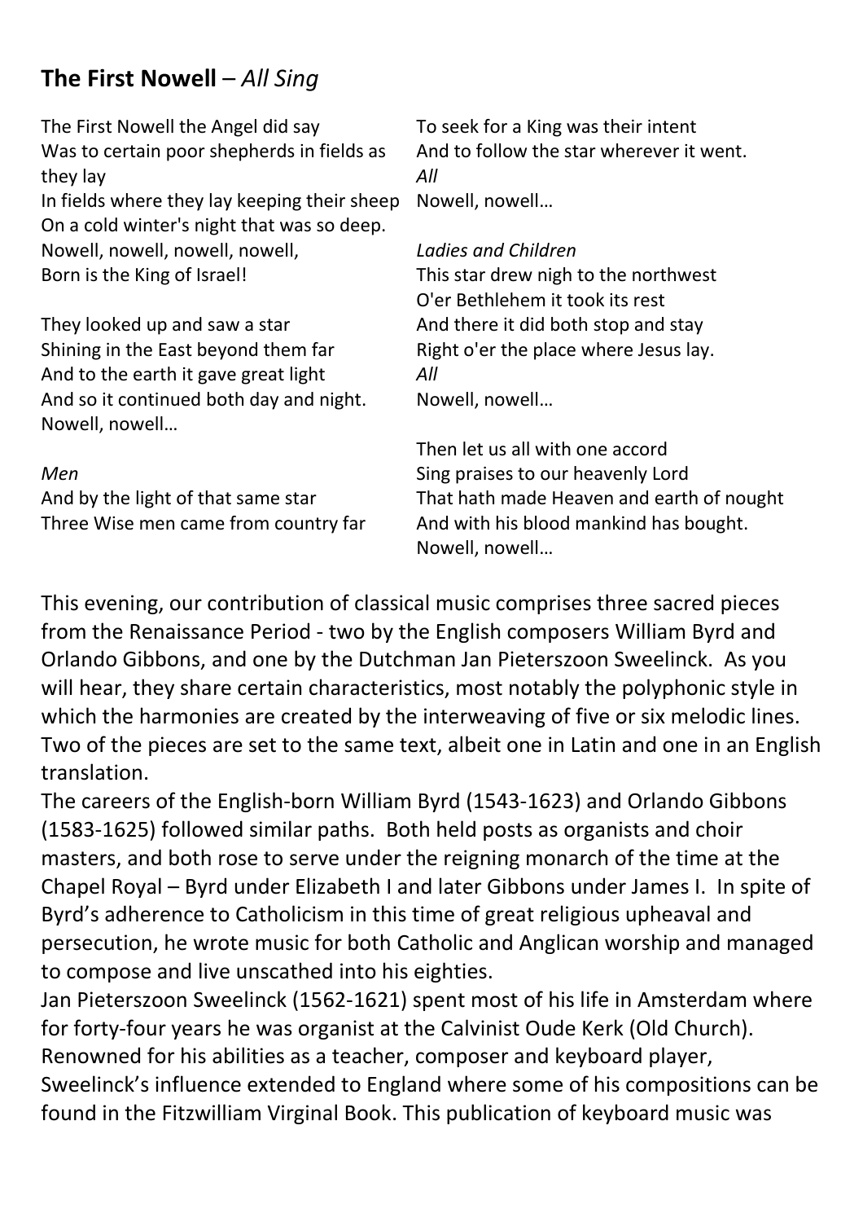## **The First Nowell** – *All Sing*

The First Nowell the Angel did say
Was to certain poor shepherds in fields as they lay
In fields where they lay keeping their sheep
On a cold winter's night that was so deep.
Nowell, nowell, nowell, nowell,
Born is the King of Israel!

They looked up and saw a star
Shining in the East beyond them far
And to the earth it gave great light
And so it continued both day and night.
Nowell, nowell…

*Men*
And by the light of that same star
Three Wise men came from country far
To seek for a King was their intent
And to follow the star wherever it went.
*All*
Nowell, nowell…

*Ladies and Children*
This star drew nigh to the northwest
O'er Bethlehem it took its rest
And there it did both stop and stay
Right o'er the place where Jesus lay.
*All*
Nowell, nowell…

Then let us all with one accord
Sing praises to our heavenly Lord
That hath made Heaven and earth of nought
And with his blood mankind has bought.
Nowell, nowell…

This evening, our contribution of classical music comprises three sacred pieces from the Renaissance Period - two by the English composers William Byrd and Orlando Gibbons, and one by the Dutchman Jan Pieterszoon Sweelinck. As you will hear, they share certain characteristics, most notably the polyphonic style in which the harmonies are created by the interweaving of five or six melodic lines. Two of the pieces are set to the same text, albeit one in Latin and one in an English translation.

The careers of the English-born William Byrd (1543-1623) and Orlando Gibbons (1583-1625) followed similar paths. Both held posts as organists and choir masters, and both rose to serve under the reigning monarch of the time at the Chapel Royal – Byrd under Elizabeth I and later Gibbons under James I. In spite of Byrd's adherence to Catholicism in this time of great religious upheaval and persecution, he wrote music for both Catholic and Anglican worship and managed to compose and live unscathed into his eighties.

Jan Pieterszoon Sweelinck (1562-1621) spent most of his life in Amsterdam where for forty-four years he was organist at the Calvinist Oude Kerk (Old Church). Renowned for his abilities as a teacher, composer and keyboard player, Sweelinck's influence extended to England where some of his compositions can be found in the Fitzwilliam Virginal Book. This publication of keyboard music was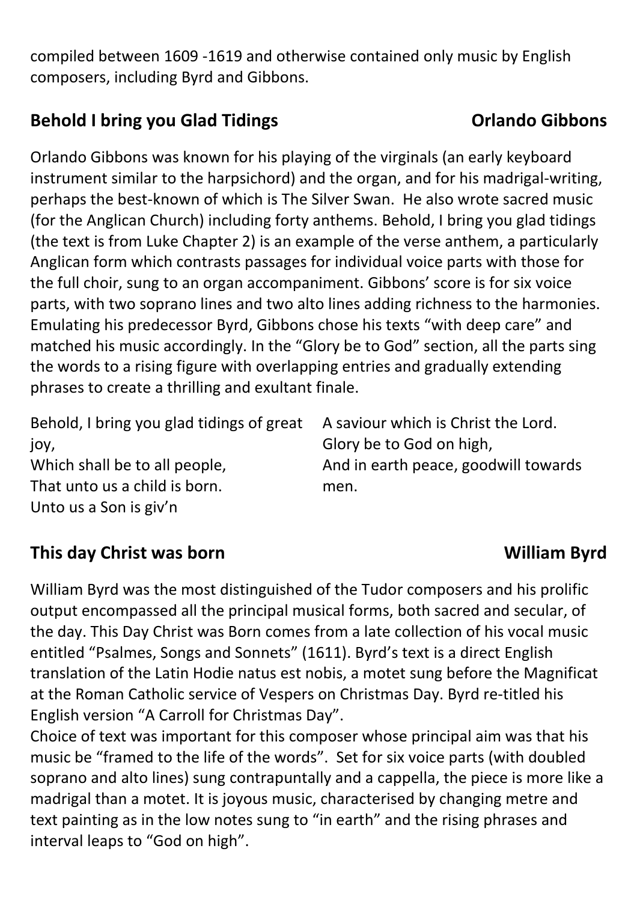compiled between 1609 -1619 and otherwise contained only music by English composers, including Byrd and Gibbons.

## Behold I bring you Glad Tidings — Orlando Gibbons

Orlando Gibbons was known for his playing of the virginals (an early keyboard instrument similar to the harpsichord) and the organ, and for his madrigal-writing, perhaps the best-known of which is The Silver Swan. He also wrote sacred music (for the Anglican Church) including forty anthems. Behold, I bring you glad tidings (the text is from Luke Chapter 2) is an example of the verse anthem, a particularly Anglican form which contrasts passages for individual voice parts with those for the full choir, sung to an organ accompaniment. Gibbons' score is for six voice parts, with two soprano lines and two alto lines adding richness to the harmonies. Emulating his predecessor Byrd, Gibbons chose his texts "with deep care" and matched his music accordingly. In the "Glory be to God" section, all the parts sing the words to a rising figure with overlapping entries and gradually extending phrases to create a thrilling and exultant finale.

Behold, I bring you glad tidings of great joy,  
Which shall be to all people,  
That unto us a child is born.  
Unto us a Son is giv'n  
A saviour which is Christ the Lord.  
Glory be to God on high,  
And in earth peace, goodwill towards men.

## This day Christ was born — William Byrd

William Byrd was the most distinguished of the Tudor composers and his prolific output encompassed all the principal musical forms, both sacred and secular, of the day. This Day Christ was Born comes from a late collection of his vocal music entitled "Psalmes, Songs and Sonnets" (1611). Byrd's text is a direct English translation of the Latin Hodie natus est nobis, a motet sung before the Magnificat at the Roman Catholic service of Vespers on Christmas Day. Byrd re-titled his English version "A Carroll for Christmas Day".

Choice of text was important for this composer whose principal aim was that his music be "framed to the life of the words". Set for six voice parts (with doubled soprano and alto lines) sung contrapuntally and a cappella, the piece is more like a madrigal than a motet. It is joyous music, characterised by changing metre and text painting as in the low notes sung to "in earth" and the rising phrases and interval leaps to "God on high".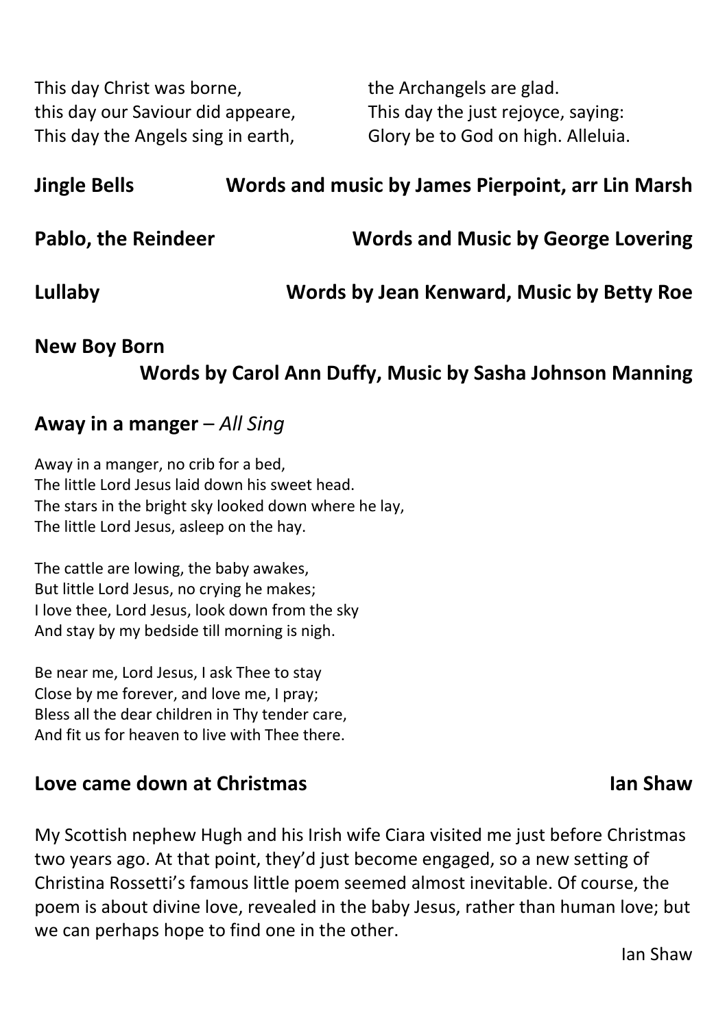This day Christ was borne,
this day our Saviour did appeare,
This day the Angels sing in earth,
the Archangels are glad.
This day the just rejoyce, saying:
Glory be to God on high. Alleluia.

**Jingle Bells** — **Words and music by James Pierpoint, arr Lin Marsh**

**Pablo, the Reindeer** — **Words and Music by George Lovering**

**Lullaby** — **Words by Jean Kenward, Music by Betty Roe**

**New Boy Born**
**Words by Carol Ann Duffy, Music by Sasha Johnson Manning**

## Away in a manger – *All Sing*

Away in a manger, no crib for a bed,
The little Lord Jesus laid down his sweet head.
The stars in the bright sky looked down where he lay,
The little Lord Jesus, asleep on the hay.

The cattle are lowing, the baby awakes,
But little Lord Jesus, no crying he makes;
I love thee, Lord Jesus, look down from the sky
And stay by my bedside till morning is nigh.

Be near me, Lord Jesus, I ask Thee to stay
Close by me forever, and love me, I pray;
Bless all the dear children in Thy tender care,
And fit us for heaven to live with Thee there.

## Love came down at Christmas — Ian Shaw

My Scottish nephew Hugh and his Irish wife Ciara visited me just before Christmas two years ago. At that point, they'd just become engaged, so a new setting of Christina Rossetti's famous little poem seemed almost inevitable. Of course, the poem is about divine love, revealed in the baby Jesus, rather than human love; but we can perhaps hope to find one in the other.

Ian Shaw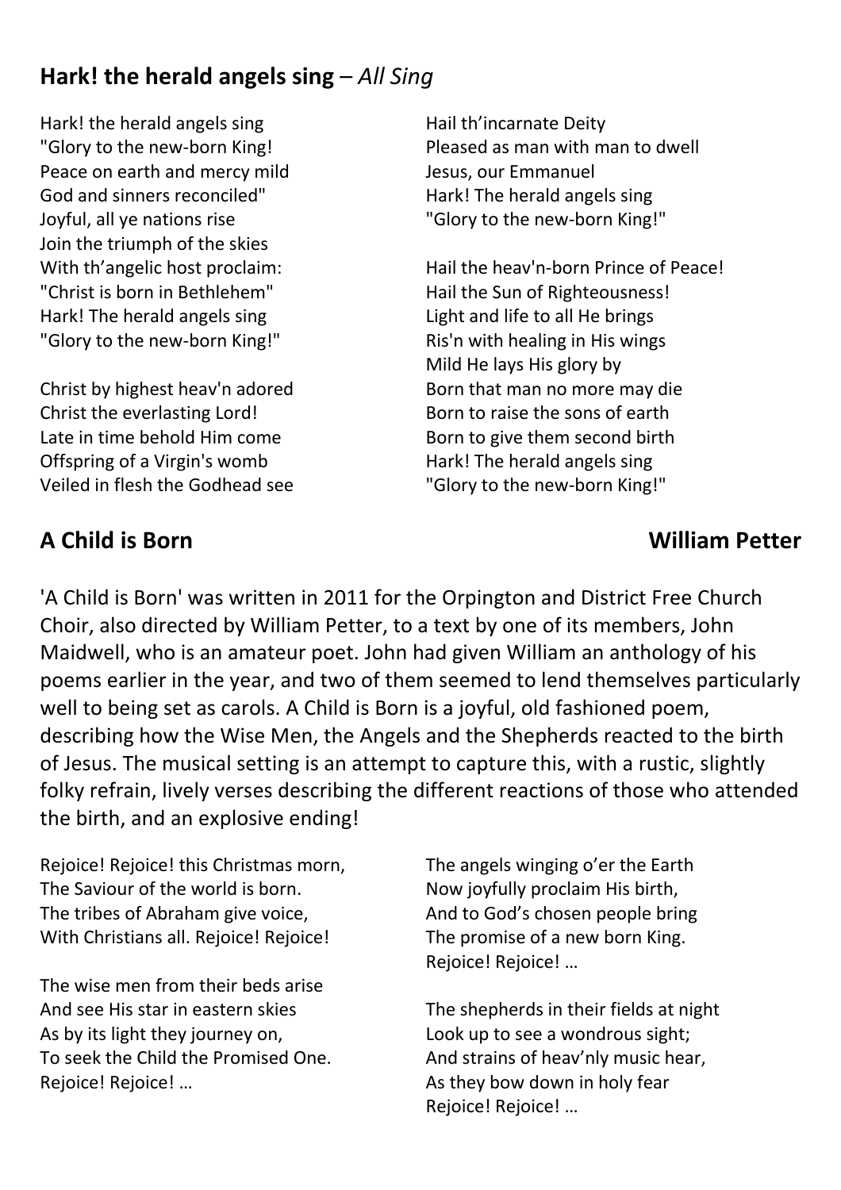## **Hark! the herald angels sing** – *All Sing*

Hark! the herald angels sing
"Glory to the new-born King!
Peace on earth and mercy mild
God and sinners reconciled"
Joyful, all ye nations rise
Join the triumph of the skies
With th'angelic host proclaim:
"Christ is born in Bethlehem"
Hark! The herald angels sing
"Glory to the new-born King!"

Christ by highest heav'n adored
Christ the everlasting Lord!
Late in time behold Him come
Offspring of a Virgin's womb
Veiled in flesh the Godhead see
Hail th'incarnate Deity
Pleased as man with man to dwell
Jesus, our Emmanuel
Hark! The herald angels sing
"Glory to the new-born King!"

Hail the heav'n-born Prince of Peace!
Hail the Sun of Righteousness!
Light and life to all He brings
Ris'n with healing in His wings
Mild He lays His glory by
Born that man no more may die
Born to raise the sons of earth
Born to give them second birth
Hark! The herald angels sing
"Glory to the new-born King!"

## **A Child is Born** **William Petter**

'A Child is Born' was written in 2011 for the Orpington and District Free Church Choir, also directed by William Petter, to a text by one of its members, John Maidwell, who is an amateur poet. John had given William an anthology of his poems earlier in the year, and two of them seemed to lend themselves particularly well to being set as carols. A Child is Born is a joyful, old fashioned poem, describing how the Wise Men, the Angels and the Shepherds reacted to the birth of Jesus. The musical setting is an attempt to capture this, with a rustic, slightly folky refrain, lively verses describing the different reactions of those who attended the birth, and an explosive ending!

Rejoice! Rejoice! this Christmas morn,
The Saviour of the world is born.
The tribes of Abraham give voice,
With Christians all. Rejoice! Rejoice!

The wise men from their beds arise
And see His star in eastern skies
As by its light they journey on,
To seek the Child the Promised One.
Rejoice! Rejoice! …

The angels winging o'er the Earth
Now joyfully proclaim His birth,
And to God's chosen people bring
The promise of a new born King.
Rejoice! Rejoice! …

The shepherds in their fields at night
Look up to see a wondrous sight;
And strains of heav'nly music hear,
As they bow down in holy fear
Rejoice! Rejoice! …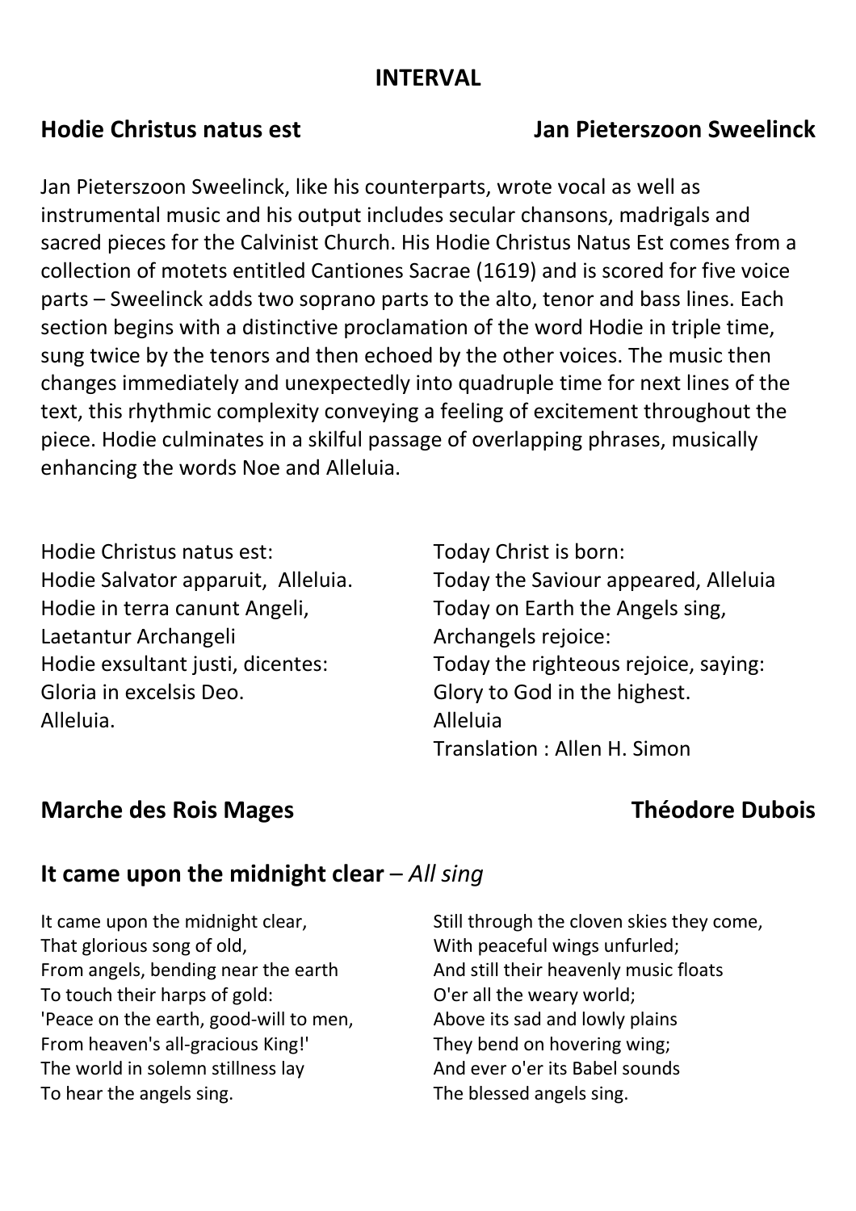## INTERVAL

## Hodie Christus natus est — Jan Pieterszoon Sweelinck

Jan Pieterszoon Sweelinck, like his counterparts, wrote vocal as well as instrumental music and his output includes secular chansons, madrigals and sacred pieces for the Calvinist Church. His Hodie Christus Natus Est comes from a collection of motets entitled Cantiones Sacrae (1619) and is scored for five voice parts – Sweelinck adds two soprano parts to the alto, tenor and bass lines. Each section begins with a distinctive proclamation of the word Hodie in triple time, sung twice by the tenors and then echoed by the other voices. The music then changes immediately and unexpectedly into quadruple time for next lines of the text, this rhythmic complexity conveying a feeling of excitement throughout the piece. Hodie culminates in a skilful passage of overlapping phrases, musically enhancing the words Noe and Alleluia.

Hodie Christus natus est:
Hodie Salvator apparuit, Alleluia.
Hodie in terra canunt Angeli,
Laetantur Archangeli
Hodie exsultant justi, dicentes:
Gloria in excelsis Deo.
Alleluia.

Today Christ is born:
Today the Saviour appeared, Alleluia
Today on Earth the Angels sing,
Archangels rejoice:
Today the righteous rejoice, saying:
Glory to God in the highest.
Alleluia
Translation : Allen H. Simon

## Marche des Rois Mages — Théodore Dubois

## It came upon the midnight clear – *All sing*

It came upon the midnight clear,
That glorious song of old,
From angels, bending near the earth
To touch their harps of gold:
'Peace on the earth, good-will to men,
From heaven's all-gracious King!'
The world in solemn stillness lay
To hear the angels sing.

Still through the cloven skies they come,
With peaceful wings unfurled;
And still their heavenly music floats
O'er all the weary world;
Above its sad and lowly plains
They bend on hovering wing;
And ever o'er its Babel sounds
The blessed angels sing.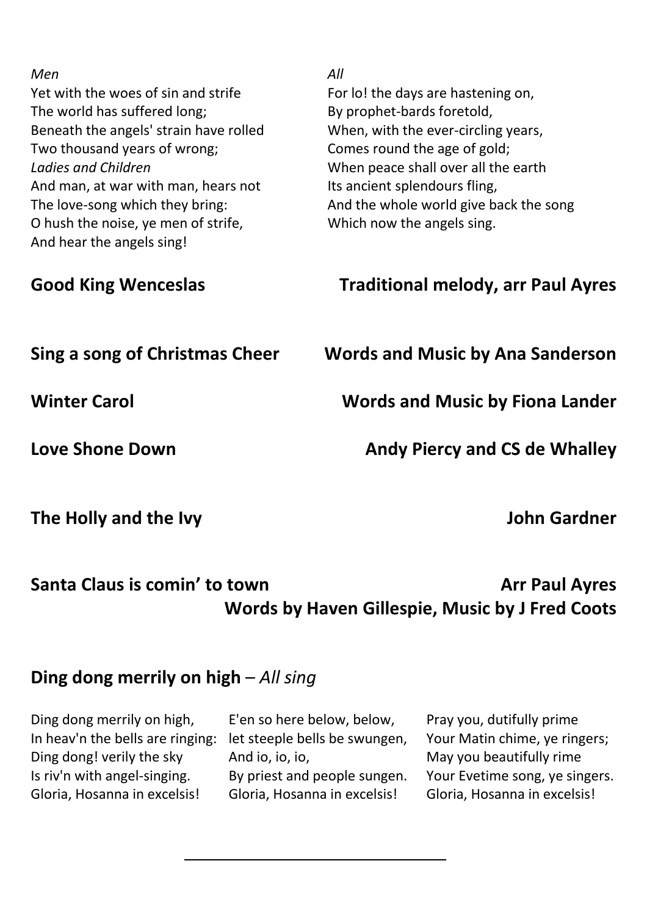*Men*
Yet with the woes of sin and strife
The world has suffered long;
Beneath the angels' strain have rolled
Two thousand years of wrong;
*Ladies and Children*
And man, at war with man, hears not
The love-song which they bring:
O hush the noise, ye men of strife,
And hear the angels sing!

*All*
For lo! the days are hastening on,
By prophet-bards foretold,
When, with the ever-circling years,
Comes round the age of gold;
When peace shall over all the earth
Its ancient splendours fling,
And the whole world give back the song
Which now the angels sing.

**Good King Wenceslas** — **Traditional melody, arr Paul Ayres**

**Sing a song of Christmas Cheer** — **Words and Music by Ana Sanderson**

**Winter Carol** — **Words and Music by Fiona Lander**

**Love Shone Down** — **Andy Piercy and CS de Whalley**

**The Holly and the Ivy** — **John Gardner**

**Santa Claus is comin' to town** — **Arr Paul Ayres**
**Words by Haven Gillespie, Music by J Fred Coots**

## **Ding dong merrily on high** – *All sing*

Ding dong merrily on high,
In heav'n the bells are ringing:
Ding dong! verily the sky
Is riv'n with angel-singing.
Gloria, Hosanna in excelsis!

E'en so here below, below,
let steeple bells be swungen,
And io, io, io,
By priest and people sungen.
Gloria, Hosanna in excelsis!

Pray you, dutifully prime
Your Matin chime, ye ringers;
May you beautifully rime
Your Evetime song, ye singers.
Gloria, Hosanna in excelsis!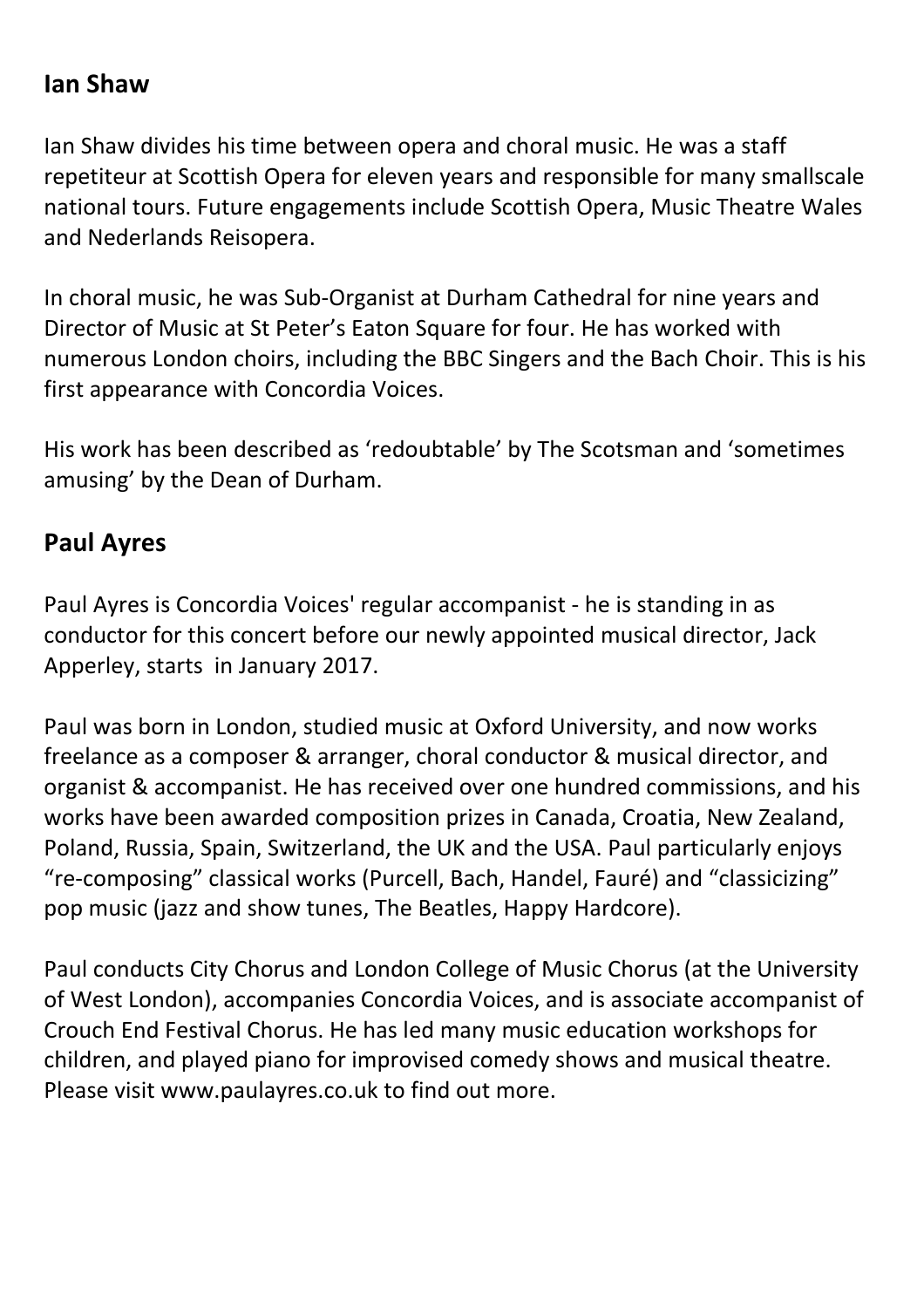## Ian Shaw

Ian Shaw divides his time between opera and choral music. He was a staff repetiteur at Scottish Opera for eleven years and responsible for many smallscale national tours. Future engagements include Scottish Opera, Music Theatre Wales and Nederlands Reisopera.

In choral music, he was Sub-Organist at Durham Cathedral for nine years and Director of Music at St Peter's Eaton Square for four. He has worked with numerous London choirs, including the BBC Singers and the Bach Choir. This is his first appearance with Concordia Voices.

His work has been described as 'redoubtable' by The Scotsman and 'sometimes amusing' by the Dean of Durham.

## Paul Ayres

Paul Ayres is Concordia Voices' regular accompanist - he is standing in as conductor for this concert before our newly appointed musical director, Jack Apperley, starts in January 2017.

Paul was born in London, studied music at Oxford University, and now works freelance as a composer & arranger, choral conductor & musical director, and organist & accompanist. He has received over one hundred commissions, and his works have been awarded composition prizes in Canada, Croatia, New Zealand, Poland, Russia, Spain, Switzerland, the UK and the USA. Paul particularly enjoys "re-composing" classical works (Purcell, Bach, Handel, Fauré) and "classicizing" pop music (jazz and show tunes, The Beatles, Happy Hardcore).

Paul conducts City Chorus and London College of Music Chorus (at the University of West London), accompanies Concordia Voices, and is associate accompanist of Crouch End Festival Chorus. He has led many music education workshops for children, and played piano for improvised comedy shows and musical theatre. Please visit www.paulayres.co.uk to find out more.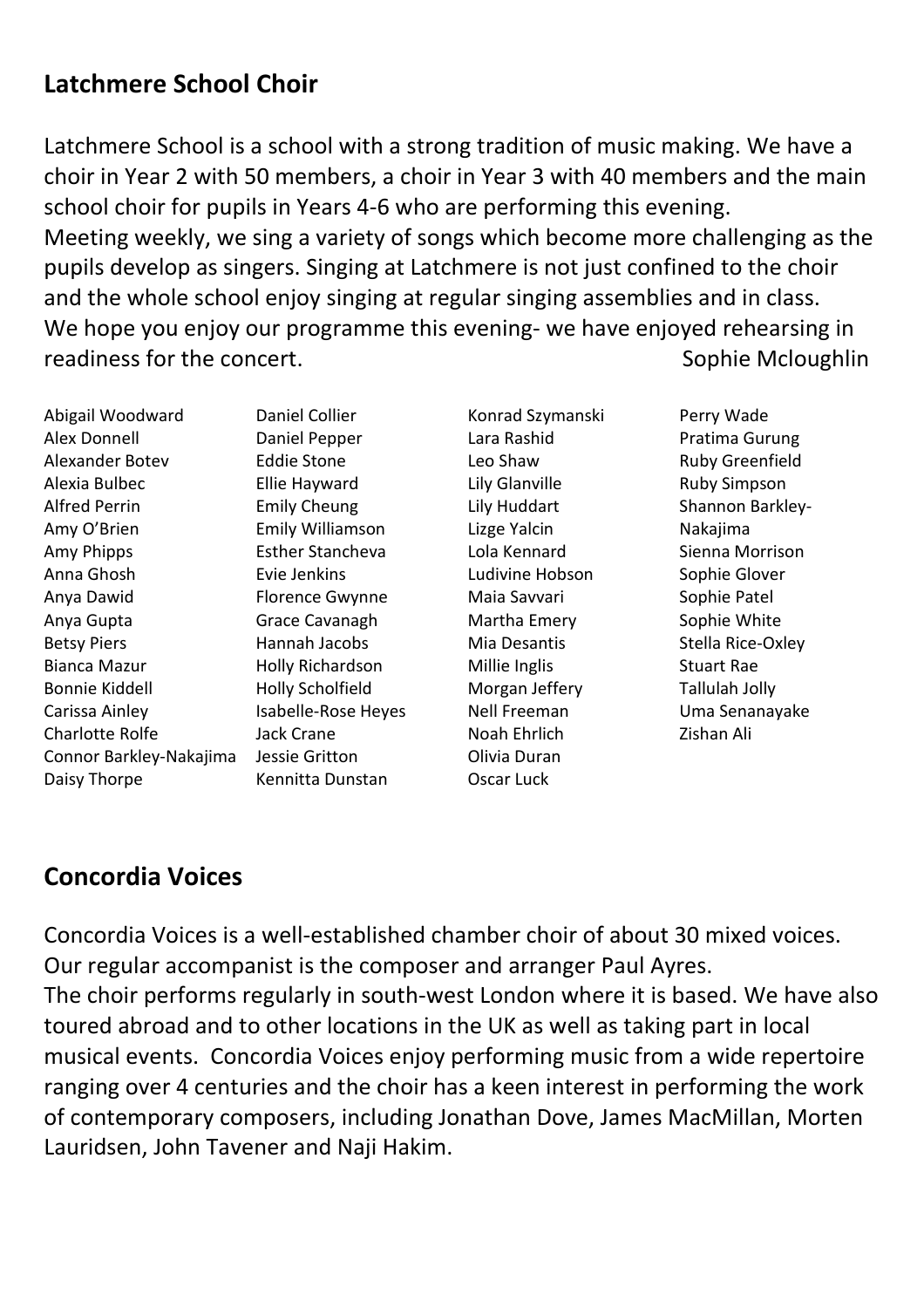## Latchmere School Choir

Latchmere School is a school with a strong tradition of music making. We have a choir in Year 2 with 50 members, a choir in Year 3 with 40 members and the main school choir for pupils in Years 4-6 who are performing this evening.
Meeting weekly, we sing a variety of songs which become more challenging as the pupils develop as singers. Singing at Latchmere is not just confined to the choir and the whole school enjoy singing at regular singing assemblies and in class.
We hope you enjoy our programme this evening- we have enjoyed rehearsing in readiness for the concert. Sophie Mcloughlin

Abigail Woodward
Alex Donnell
Alexander Botev
Alexia Bulbec
Alfred Perrin
Amy O'Brien
Amy Phipps
Anna Ghosh
Anya Dawid
Anya Gupta
Betsy Piers
Bianca Mazur
Bonnie Kiddell
Carissa Ainley
Charlotte Rolfe
Connor Barkley-Nakajima
Daisy Thorpe
Daniel Collier
Daniel Pepper
Eddie Stone
Ellie Hayward
Emily Cheung
Emily Williamson
Esther Stancheva
Evie Jenkins
Florence Gwynne
Grace Cavanagh
Hannah Jacobs
Holly Richardson
Holly Scholfield
Isabelle-Rose Heyes
Jack Crane
Jessie Gritton
Kennitta Dunstan
Konrad Szymanski
Lara Rashid
Leo Shaw
Lily Glanville
Lily Huddart
Lizge Yalcin
Lola Kennard
Ludivine Hobson
Maia Savvari
Martha Emery
Mia Desantis
Millie Inglis
Morgan Jeffery
Nell Freeman
Noah Ehrlich
Olivia Duran
Oscar Luck
Perry Wade
Pratima Gurung
Ruby Greenfield
Ruby Simpson
Shannon Barkley-Nakajima
Sienna Morrison
Sophie Glover
Sophie Patel
Sophie White
Stella Rice-Oxley
Stuart Rae
Tallulah Jolly
Uma Senanayake
Zishan Ali

## Concordia Voices

Concordia Voices is a well-established chamber choir of about 30 mixed voices. Our regular accompanist is the composer and arranger Paul Ayres.
The choir performs regularly in south-west London where it is based. We have also toured abroad and to other locations in the UK as well as taking part in local musical events. Concordia Voices enjoy performing music from a wide repertoire ranging over 4 centuries and the choir has a keen interest in performing the work of contemporary composers, including Jonathan Dove, James MacMillan, Morten Lauridsen, John Tavener and Naji Hakim.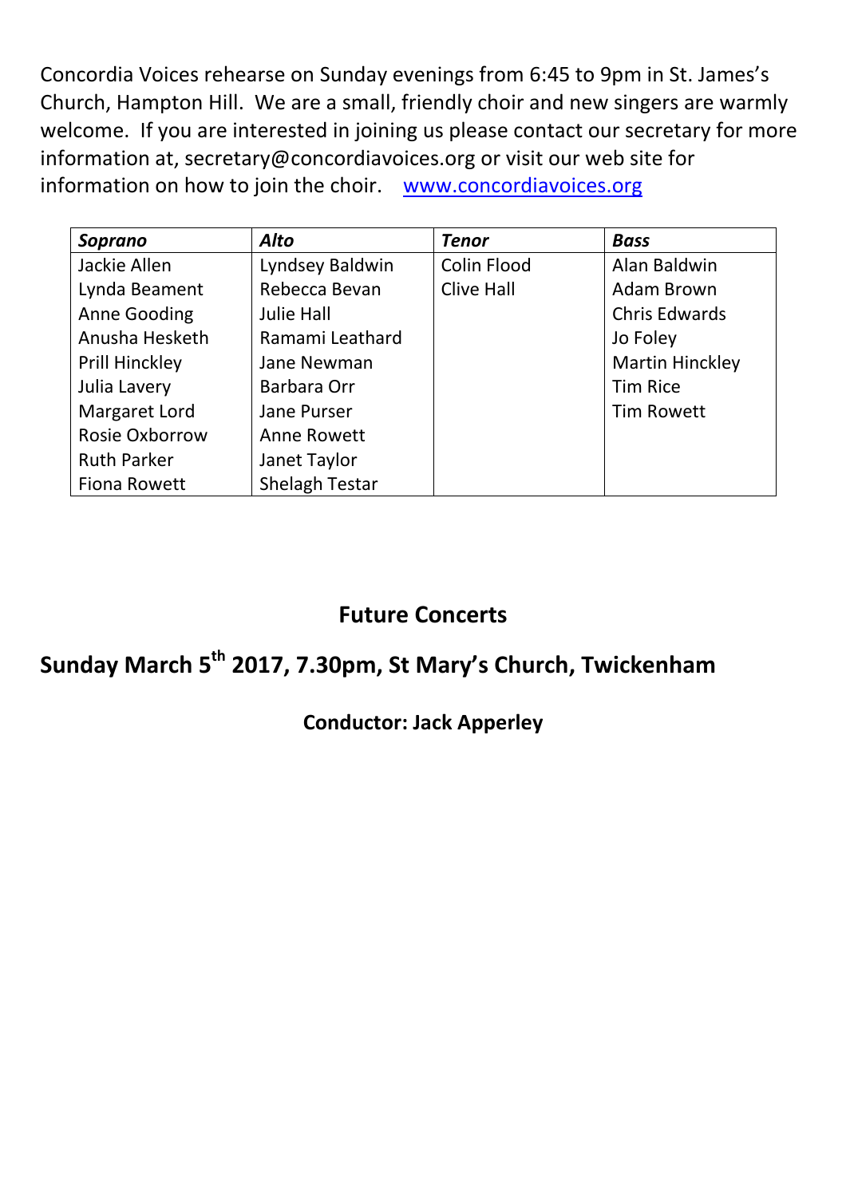Concordia Voices rehearse on Sunday evenings from 6:45 to 9pm in St. James's Church, Hampton Hill. We are a small, friendly choir and new singers are warmly welcome. If you are interested in joining us please contact our secretary for more information at, secretary@concordiavoices.org or visit our web site for information on how to join the choir. [www.concordiavoices.org](http://www.concordiavoices.org)

| ***Soprano*** | ***Alto*** | ***Tenor*** | ***Bass*** |
|---|---|---|---|
| Jackie Allen | Lyndsey Baldwin | Colin Flood | Alan Baldwin |
| Lynda Beament | Rebecca Bevan | Clive Hall | Adam Brown |
| Anne Gooding | Julie Hall | | Chris Edwards |
| Anusha Hesketh | Ramami Leathard | | Jo Foley |
| Prill Hinckley | Jane Newman | | Martin Hinckley |
| Julia Lavery | Barbara Orr | | Tim Rice |
| Margaret Lord | Jane Purser | | Tim Rowett |
| Rosie Oxborrow | Anne Rowett | | |
| Ruth Parker | Janet Taylor | | |
| Fiona Rowett | Shelagh Testar | | |

## Future Concerts

## Sunday March 5th 2017, 7.30pm, St Mary's Church, Twickenham

**Conductor: Jack Apperley**